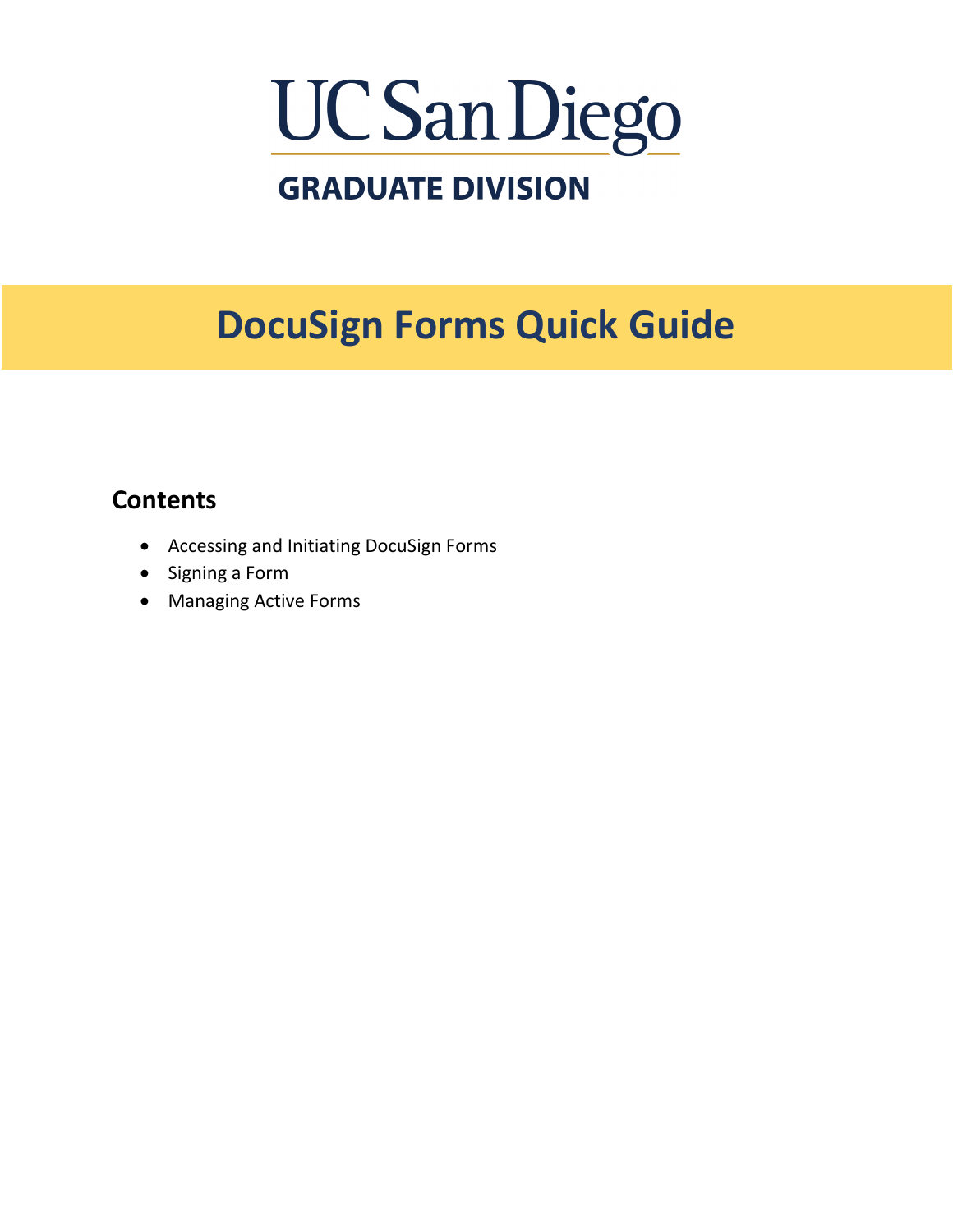UC San Diego

GRADUATE DIVISION

# DocuSign Forms Quick Guide

## Contents

- Accessing and Initiating DocuSign Forms
- Signing a Form
- Managing Active Forms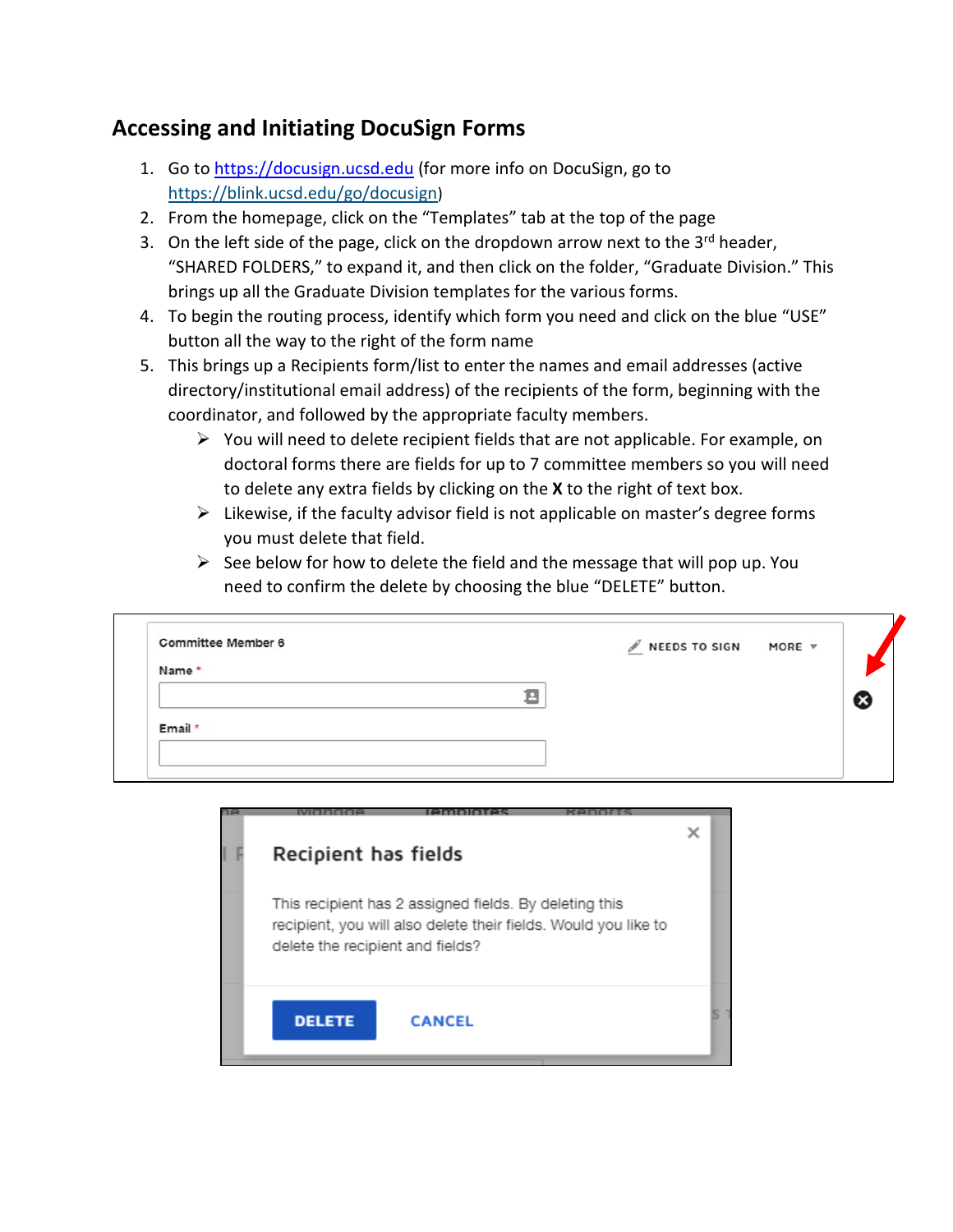## Accessing and Initiating DocuSign Forms

1. Go to [https://docusign.ucsd.edu](https://docusign.ucsd.edu) (for more info on DocuSign, go to [https://blink.ucsd.edu/go/docusign](https://blink.ucsd.edu/go/docusign))
2. From the homepage, click on the "Templates" tab at the top of the page
3. On the left side of the page, click on the dropdown arrow next to the 3rd header, "SHARED FOLDERS," to expand it, and then click on the folder, "Graduate Division." This brings up all the Graduate Division templates for the various forms.
4. To begin the routing process, identify which form you need and click on the blue "USE" button all the way to the right of the form name
5. This brings up a Recipients form/list to enter the names and email addresses (active directory/institutional email address) of the recipients of the form, beginning with the coordinator, and followed by the appropriate faculty members.
   - You will need to delete recipient fields that are not applicable. For example, on doctoral forms there are fields for up to 7 committee members so you will need to delete any extra fields by clicking on the **X** to the right of text box.
   - Likewise, if the faculty advisor field is not applicable on master's degree forms you must delete that field.
   - See below for how to delete the field and the message that will pop up. You need to confirm the delete by choosing the blue "DELETE" button.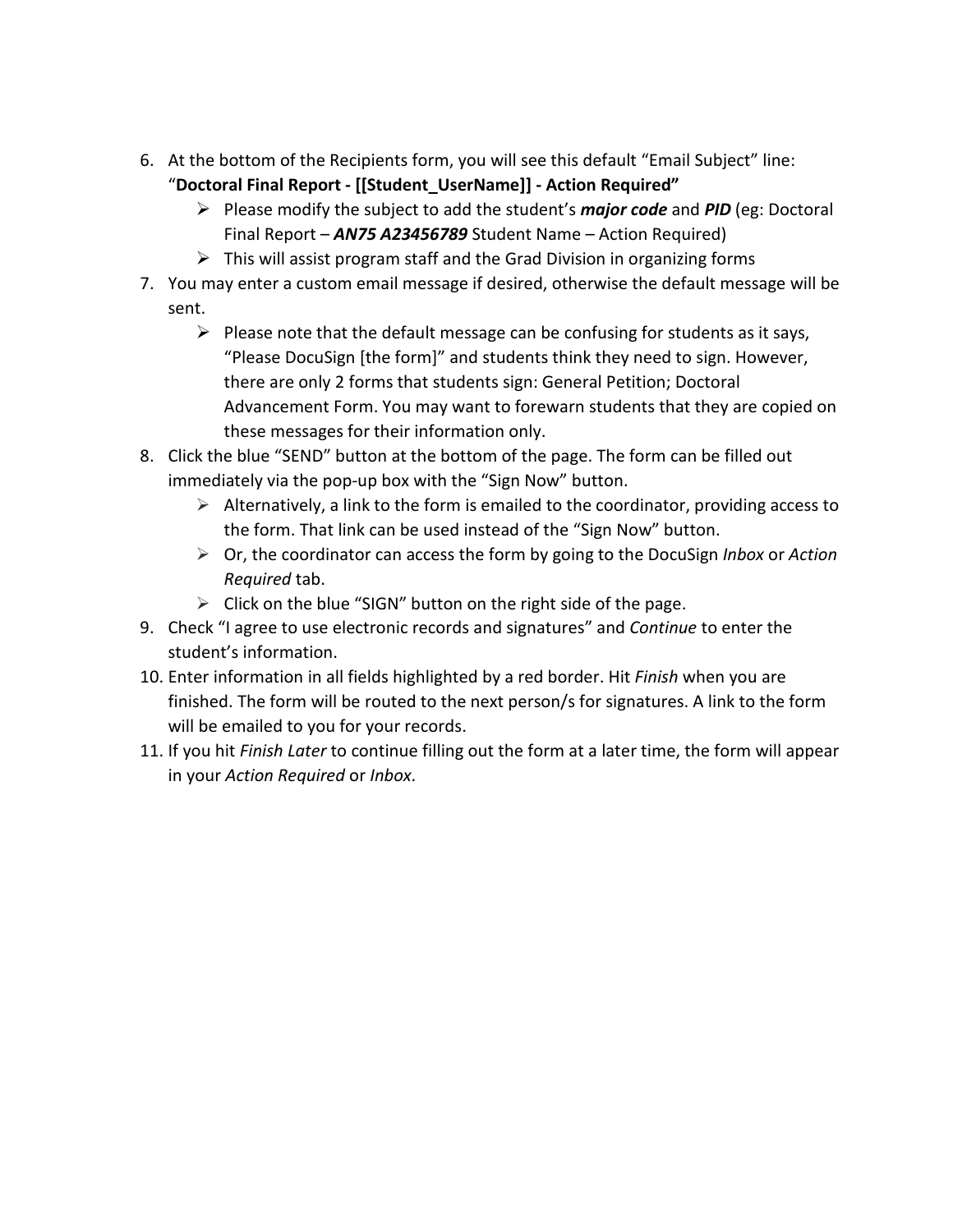6. At the bottom of the Recipients form, you will see this default "Email Subject" line: "**Doctoral Final Report - [[Student_UserName]] - Action Required"**
   - Please modify the subject to add the student's ***major code*** and ***PID*** (eg: Doctoral Final Report – ***AN75 A23456789*** Student Name – Action Required)
   - This will assist program staff and the Grad Division in organizing forms
7. You may enter a custom email message if desired, otherwise the default message will be sent.
   - Please note that the default message can be confusing for students as it says, "Please DocuSign [the form]" and students think they need to sign. However, there are only 2 forms that students sign: General Petition; Doctoral Advancement Form. You may want to forewarn students that they are copied on these messages for their information only.
8. Click the blue "SEND" button at the bottom of the page. The form can be filled out immediately via the pop-up box with the "Sign Now" button.
   - Alternatively, a link to the form is emailed to the coordinator, providing access to the form. That link can be used instead of the "Sign Now" button.
   - Or, the coordinator can access the form by going to the DocuSign *Inbox* or *Action Required* tab.
   - Click on the blue "SIGN" button on the right side of the page.
9. Check "I agree to use electronic records and signatures" and *Continue* to enter the student's information.
10. Enter information in all fields highlighted by a red border. Hit *Finish* when you are finished. The form will be routed to the next person/s for signatures. A link to the form will be emailed to you for your records.
11. If you hit *Finish Later* to continue filling out the form at a later time, the form will appear in your *Action Required* or *Inbox*.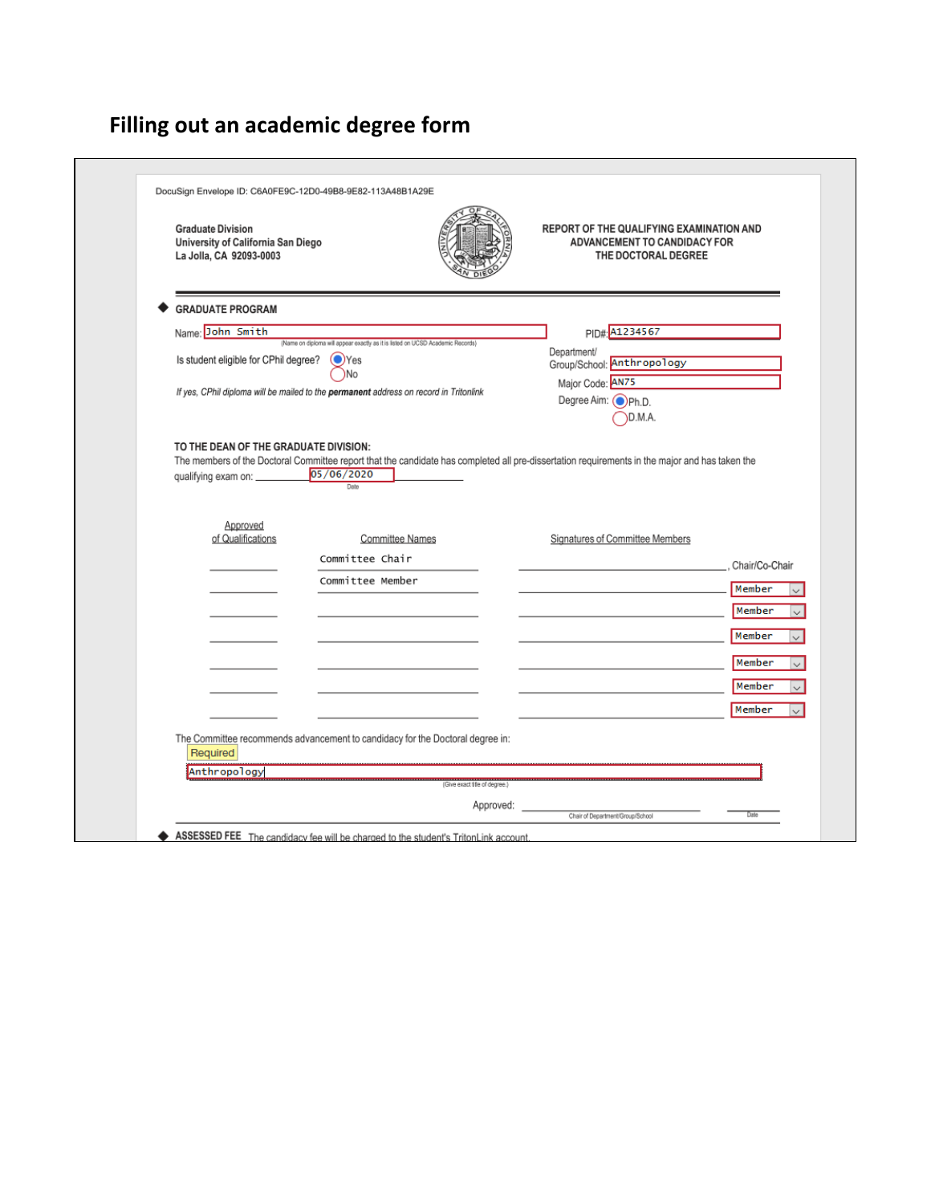## Filling out an academic degree form

DocuSign Envelope ID: C6A0FE9C-12D0-49B8-9E82-113A48B1A29E

**Graduate Division**
**University of California San Diego**
**La Jolla, CA 92093-0003**

**REPORT OF THE QUALIFYING EXAMINATION AND ADVANCEMENT TO CANDIDACY FOR THE DOCTORAL DEGREE**

**GRADUATE PROGRAM**

Name: John Smith
(Name on diploma will appear exactly as it is listed on UCSD Academic Records)

PID#: A1234567

Is student eligible for CPhil degree? ◉ Yes ○ No

*If yes, CPhil diploma will be mailed to the **permanent** address on record in Tritonlink*

Department/Group/School: Anthropology

Major Code: AN75

Degree Aim: ◉ Ph.D. ○ D.M.A.

**TO THE DEAN OF THE GRADUATE DIVISION:**

The members of the Doctoral Committee report that the candidate has completed all pre-dissertation requirements in the major and has taken the qualifying exam on: 05/06/2020
Date

| Approved of Qualifications | Committee Names | Signatures of Committee Members | |
|---|---|---|---|
| | Committee Chair | | Chair/Co-Chair |
| | Committee Member | | Member |
| | | | Member |
| | | | Member |
| | | | Member |
| | | | Member |
| | | | Member |

The Committee recommends advancement to candidacy for the Doctoral degree in:

Required

Anthropology
(Give exact title of degree.)

Approved: ______________________ ________
Chair of Department/Group/School Date

**ASSESSED FEE** The candidacy fee will be charged to the student's TritonLink account.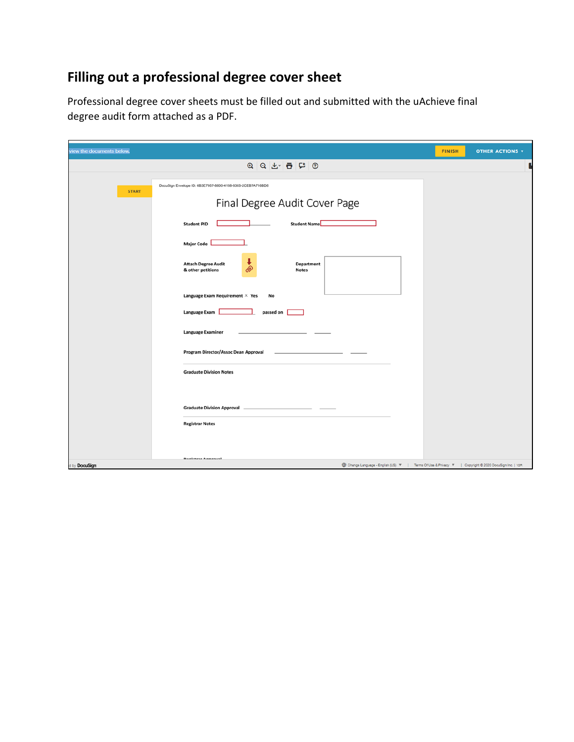## Filling out a professional degree cover sheet

Professional degree cover sheets must be filled out and submitted with the uAchieve final degree audit form attached as a PDF.

view the documents below.

FINISH

OTHER ACTIONS ▾

START

DocuSign Envelope ID: 6B3E7957-6600-4156-8365-2CEB7A7168D6

Final Degree Audit Cover Page

Student PID

Student Name

Major Code

Attach Degree Audit & other petitions

Department Notes

Language Exam Requirement × Yes No

Language Exam passed on

Language Examiner

Program Director/Assoc Dean Approval

Graduate Division Notes

Graduate Division Approval

Registrar Notes

Registrar Approval

d by DocuSign

Change Language - English (US) ▾ | Terms Of Use & Privacy ▾ | Copyright © 2020 DocuSign Inc. | V2R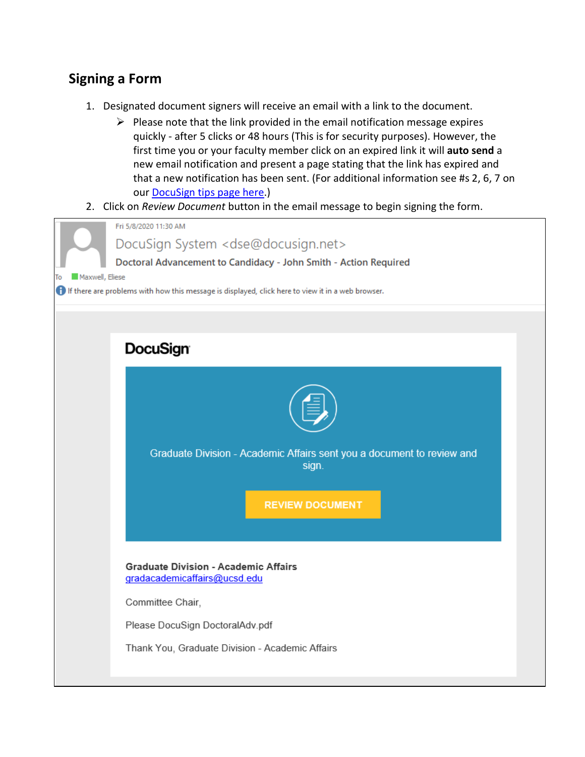## Signing a Form

1. Designated document signers will receive an email with a link to the document.
   - Please note that the link provided in the email notification message expires quickly - after 5 clicks or 48 hours (This is for security purposes). However, the first time you or your faculty member click on an expired link it will **auto send** a new email notification and present a page stating that the link has expired and that a new notification has been sent. (For additional information see #s 2, 6, 7 on our DocuSign tips page here.)
2. Click on *Review Document* button in the email message to begin signing the form.

Fri 5/8/2020 11:30 AM

DocuSign System <dse@docusign.net>

Doctoral Advancement to Candidacy - John Smith - Action Required

To Maxwell, Eliese

If there are problems with how this message is displayed, click here to view it in a web browser.

DocuSign

Graduate Division - Academic Affairs sent you a document to review and sign.

REVIEW DOCUMENT

**Graduate Division - Academic Affairs**
gradacademicaffairs@ucsd.edu

Committee Chair,

Please DocuSign DoctoralAdv.pdf

Thank You, Graduate Division - Academic Affairs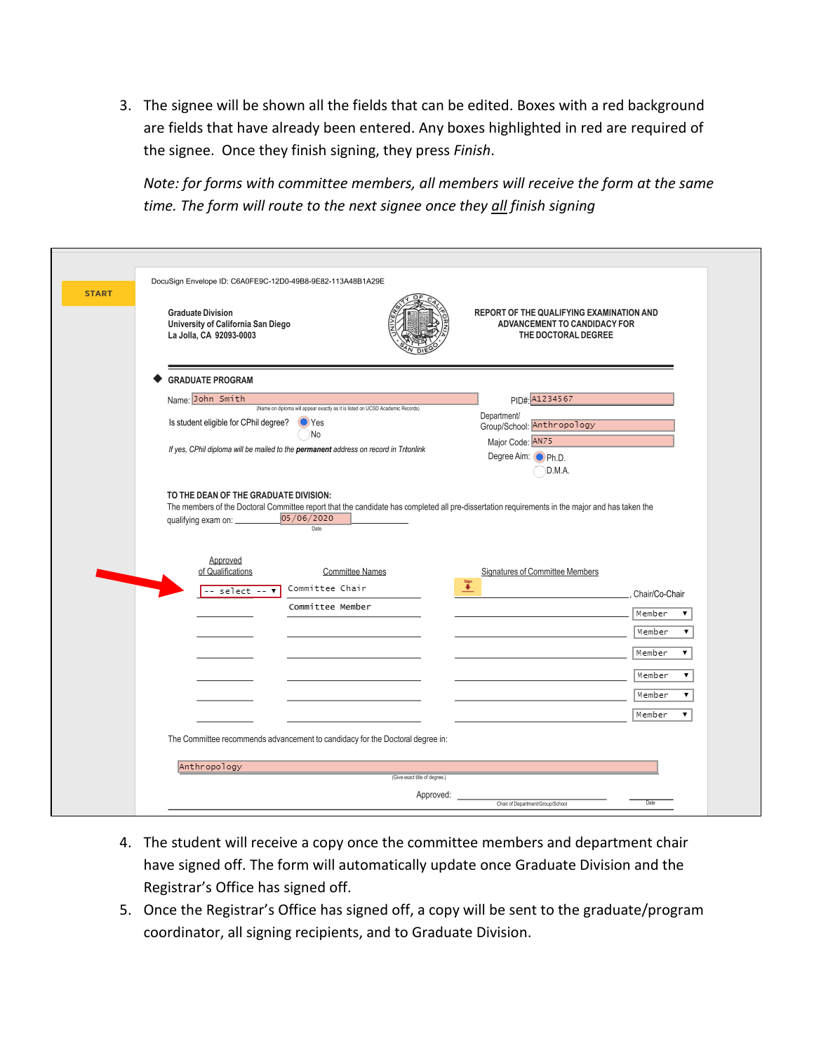3. The signee will be shown all the fields that can be edited. Boxes with a red background are fields that have already been entered. Any boxes highlighted in red are required of the signee. Once they finish signing, they press *Finish*.

   *Note: for forms with committee members, all members will receive the form at the same time. The form will route to the next signee once they all finish signing*

START

DocuSign Envelope ID: C6A0FE9C-12D0-49B8-9E82-113A48B1A29E

**Graduate Division**
**University of California San Diego**
**La Jolla, CA 92093-0003**

**REPORT OF THE QUALIFYING EXAMINATION AND ADVANCEMENT TO CANDIDACY FOR THE DOCTORAL DEGREE**

◆ **GRADUATE PROGRAM**

Name: John Smith
(Name on diploma will appear exactly as it is listed on UCSD Academic Records)

PID#: A1234567

Is student eligible for CPhil degree? ◉ Yes ○ No

*If yes, CPhil diploma will be mailed to the **permanent** address on record in Tritonlink*

Department/ Group/School: Anthropology

Major Code: AN75

Degree Aim: ◉ Ph.D. ○ D.M.A.

**TO THE DEAN OF THE GRADUATE DIVISION:**

The members of the Doctoral Committee report that the candidate has completed all pre-dissertation requirements in the major and has taken the qualifying exam on: 05/06/2020
Date

| Approved of Qualifications | Committee Names | Signatures of Committee Members | |
|---|---|---|---|
| -- select -- | Committee Chair | Sign | , Chair/Co-Chair |
| | Committee Member | | Member |
| | | | Member |
| | | | Member |
| | | | Member |
| | | | Member |
| | | | Member |

The Committee recommends advancement to candidacy for the Doctoral degree in:

Anthropology
(Give exact title of degree.)

Approved: ____________________ Chair of Department/Group/School ________ Date

4. The student will receive a copy once the committee members and department chair have signed off. The form will automatically update once Graduate Division and the Registrar's Office has signed off.
5. Once the Registrar's Office has signed off, a copy will be sent to the graduate/program coordinator, all signing recipients, and to Graduate Division.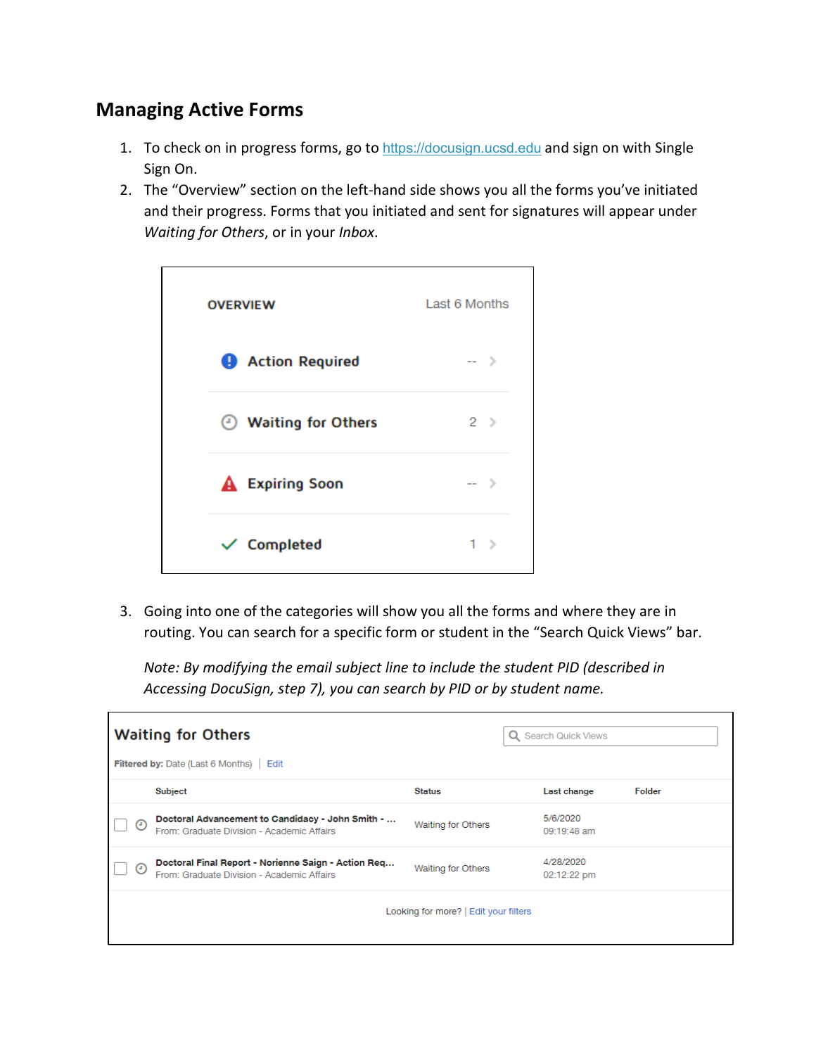## Managing Active Forms

1. To check on in progress forms, go to https://docusign.ucsd.edu and sign on with Single Sign On.
2. The "Overview" section on the left-hand side shows you all the forms you've initiated and their progress. Forms that you initiated and sent for signatures will appear under *Waiting for Others*, or in your *Inbox*.

| OVERVIEW | Last 6 Months |
|---|---|
| Action Required | -- |
| Waiting for Others | 2 |
| Expiring Soon | -- |
| Completed | 1 |

3. Going into one of the categories will show you all the forms and where they are in routing. You can search for a specific form or student in the "Search Quick Views" bar.

   *Note: By modifying the email subject line to include the student PID (described in Accessing DocuSign, step 7), you can search by PID or by student name.*

**Waiting for Others**

Search Quick Views

**Filtered by:** Date (Last 6 Months) | Edit

| Subject | Status | Last change | Folder |
|---|---|---|---|
| **Doctoral Advancement to Candidacy - John Smith - ...** From: Graduate Division - Academic Affairs | Waiting for Others | 5/6/2020 09:19:48 am | |
| **Doctoral Final Report - Norienne Saign - Action Req...** From: Graduate Division - Academic Affairs | Waiting for Others | 4/28/2020 02:12:22 pm | |

Looking for more? | Edit your filters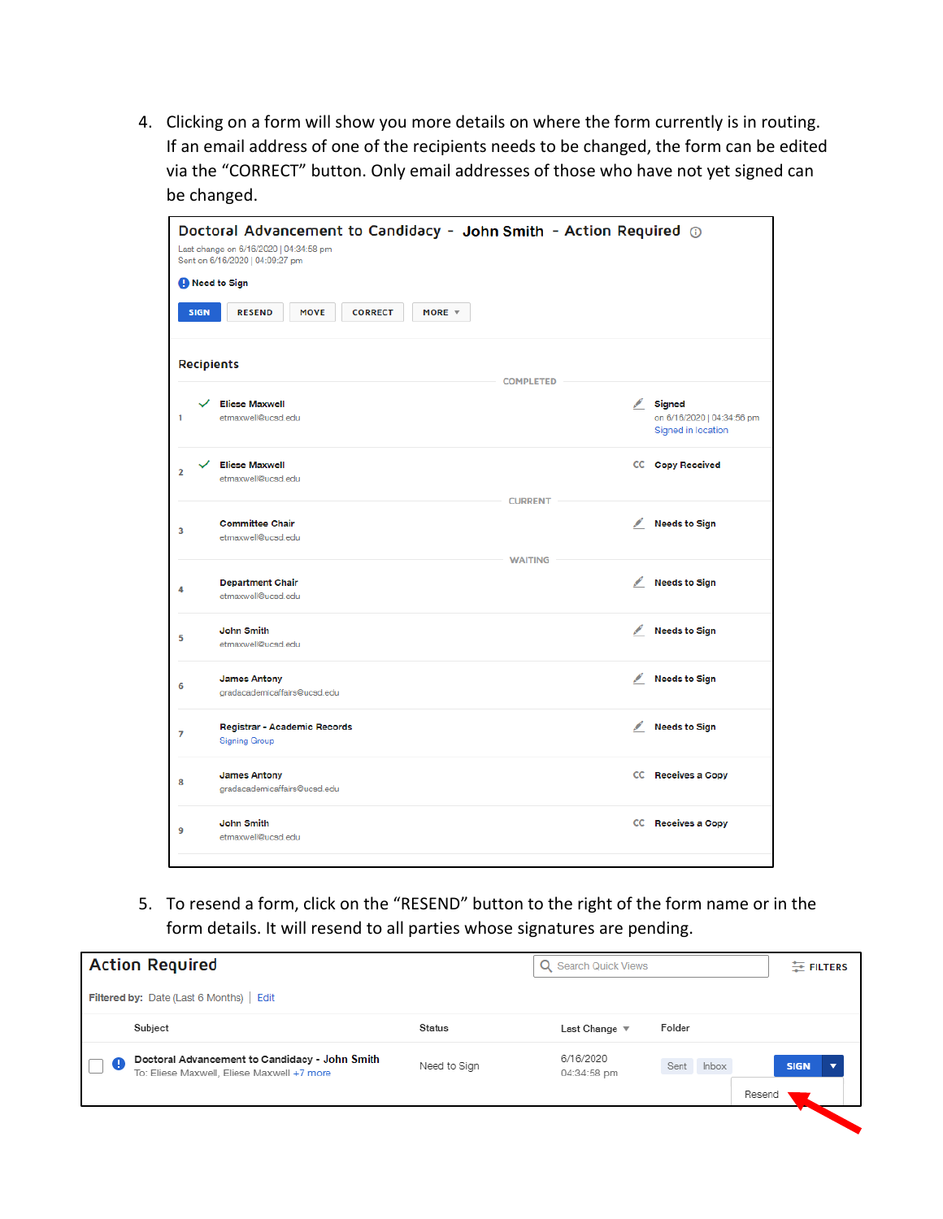4. Clicking on a form will show you more details on where the form currently is in routing. If an email address of one of the recipients needs to be changed, the form can be edited via the "CORRECT" button. Only email addresses of those who have not yet signed can be changed.

**Doctoral Advancement to Candidacy - John Smith - Action Required**

Last change on 6/16/2020 | 04:34:58 pm
Sent on 6/16/2020 | 04:09:27 pm

Need to Sign

SIGN | RESEND | MOVE | CORRECT | MORE

**Recipients**

COMPLETED

| # | Recipient | Email | Action |
|---|---|---|---|
| 1 | Eliese Maxwell | etmaxwell@ucsd.edu | Signed on 6/16/2020 \| 04:34:56 pm, Signed in location |
| 2 | Eliese Maxwell | etmaxwell@ucsd.edu | CC Copy Received |

CURRENT

| # | Recipient | Email | Action |
|---|---|---|---|
| 3 | Committee Chair | etmaxwell@ucsd.edu | Needs to Sign |

WAITING

| # | Recipient | Email | Action |
|---|---|---|---|
| 4 | Department Chair | etmaxwell@ucsd.edu | Needs to Sign |
| 5 | John Smith | etmaxwell@ucsd.edu | Needs to Sign |
| 6 | James Antony | gradacademicaffairs@ucsd.edu | Needs to Sign |
| 7 | Registrar - Academic Records | Signing Group | Needs to Sign |
| 8 | James Antony | gradacademicaffairs@ucsd.edu | CC Receives a Copy |
| 9 | John Smith | etmaxwell@ucsd.edu | CC Receives a Copy |

5. To resend a form, click on the "RESEND" button to the right of the form name or in the form details. It will resend to all parties whose signatures are pending.

**Action Required**

Search Quick Views | FILTERS

Filtered by: Date (Last 6 Months) | Edit

| Subject | Status | Last Change | Folder | |
|---|---|---|---|---|
| Doctoral Advancement to Candidacy - John Smith<br>To: Eliese Maxwell, Eliese Maxwell +7 more | Need to Sign | 6/16/2020 04:34:58 pm | Sent, Inbox | SIGN ▾ / Resend |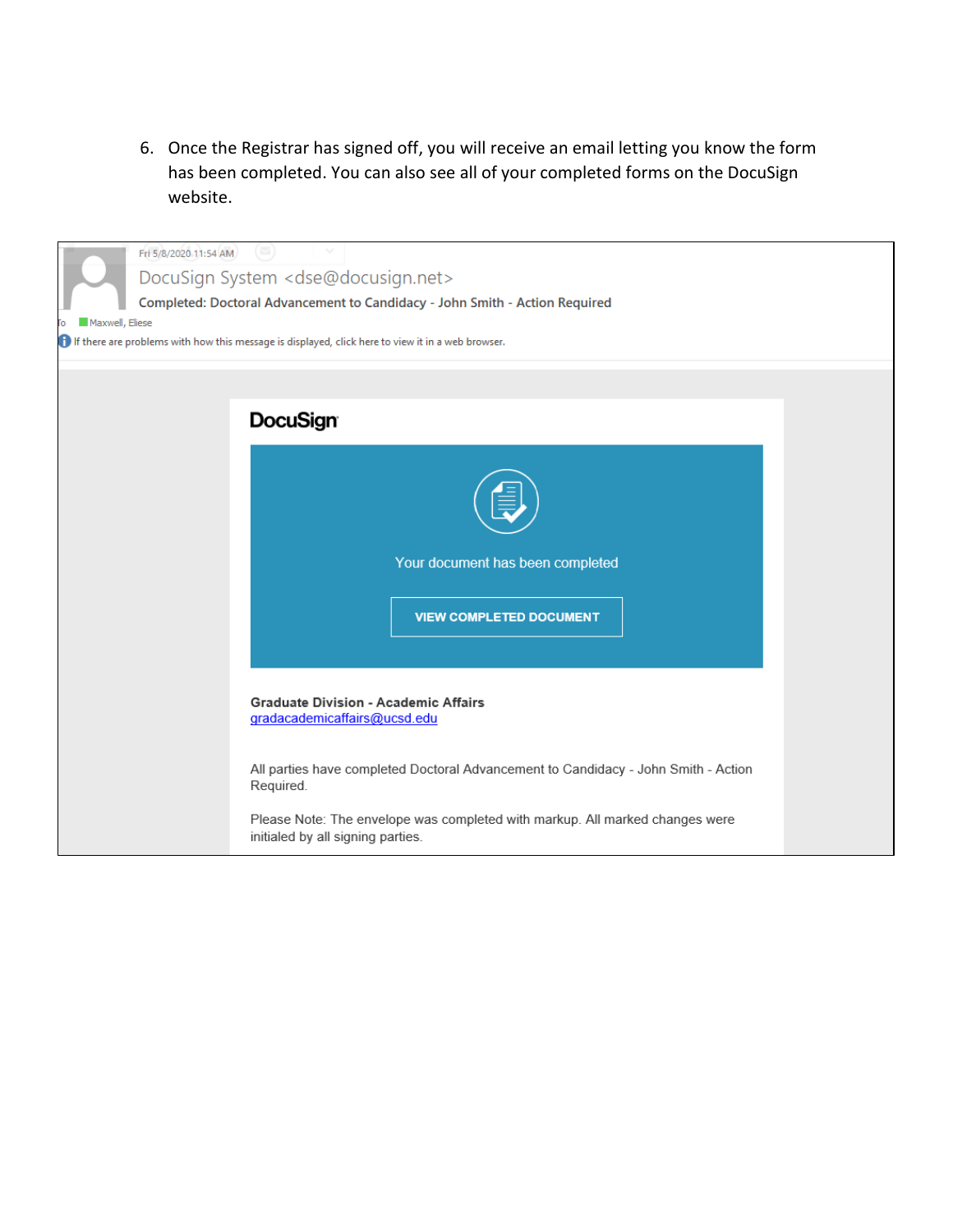6. Once the Registrar has signed off, you will receive an email letting you know the form has been completed. You can also see all of your completed forms on the DocuSign website.

Fri 5/8/2020 11:54 AM

DocuSign System <dse@docusign.net>

Completed: Doctoral Advancement to Candidacy - John Smith - Action Required

To Maxwell, Eliese

If there are problems with how this message is displayed, click here to view it in a web browser.

DocuSign

Your document has been completed

VIEW COMPLETED DOCUMENT

**Graduate Division - Academic Affairs**
gradacademicaffairs@ucsd.edu

All parties have completed Doctoral Advancement to Candidacy - John Smith - Action Required.

Please Note: The envelope was completed with markup. All marked changes were initialed by all signing parties.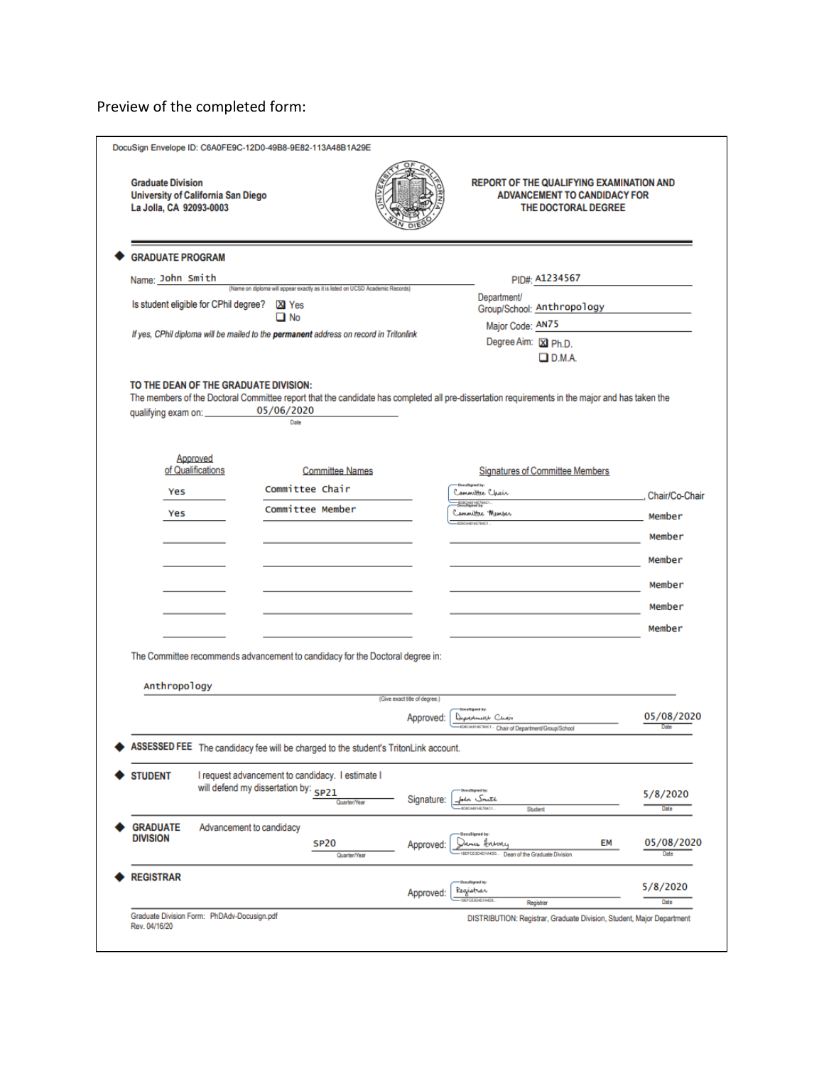Preview of the completed form:

DocuSign Envelope ID: C6A0FE9C-12D0-49B8-9E82-113A48B1A29E

**Graduate Division**
**University of California San Diego**
**La Jolla, CA 92093-0003**

**REPORT OF THE QUALIFYING EXAMINATION AND ADVANCEMENT TO CANDIDACY FOR THE DOCTORAL DEGREE**

## GRADUATE PROGRAM

Name: John Smith
(Name on diploma will appear exactly as it is listed on UCSD Academic Records)

PID#: A1234567

Is student eligible for CPhil degree? ☒ Yes ☐ No

*If yes, CPhil diploma will be mailed to the **permanent** address on record in Tritonlink*

Department/Group/School: Anthropology

Major Code: AN75

Degree Aim: ☒ Ph.D. ☐ D.M.A.

**TO THE DEAN OF THE GRADUATE DIVISION:**
The members of the Doctoral Committee report that the candidate has completed all pre-dissertation requirements in the major and has taken the qualifying exam on: 05/06/2020
Date

| Approved of Qualifications | Committee Names | Signatures of Committee Members | |
|---|---|---|---|
| Yes | Committee Chair | Committee Chair | Chair/Co-Chair |
| Yes | Committee Member | Committee Member | Member |
| | | | Member |
| | | | Member |
| | | | Member |
| | | | Member |
| | | | Member |

The Committee recommends advancement to candidacy for the Doctoral degree in:

Anthropology
(Give exact title of degree.)

Approved: Department Chair — Chair of Department/Group/School — 05/08/2020 (Date)

## ASSESSED FEE

The candidacy fee will be charged to the student's TritonLink account.

## STUDENT

I request advancement to candidacy. I estimate I will defend my dissertation by: SP21 (Quarter/Year)

Signature: John Smith — Student — 5/8/2020 (Date)

## GRADUATE DIVISION

Advancement to candidacy SP20 (Quarter/Year)

Approved: Dean of the Graduate Division — EM — 05/08/2020 (Date)

## REGISTRAR

Approved: Registrar — Registrar — 5/8/2020 (Date)

Graduate Division Form: PhDAdv-Docusign.pdf
Rev. 04/16/20

DISTRIBUTION: Registrar, Graduate Division, Student, Major Department